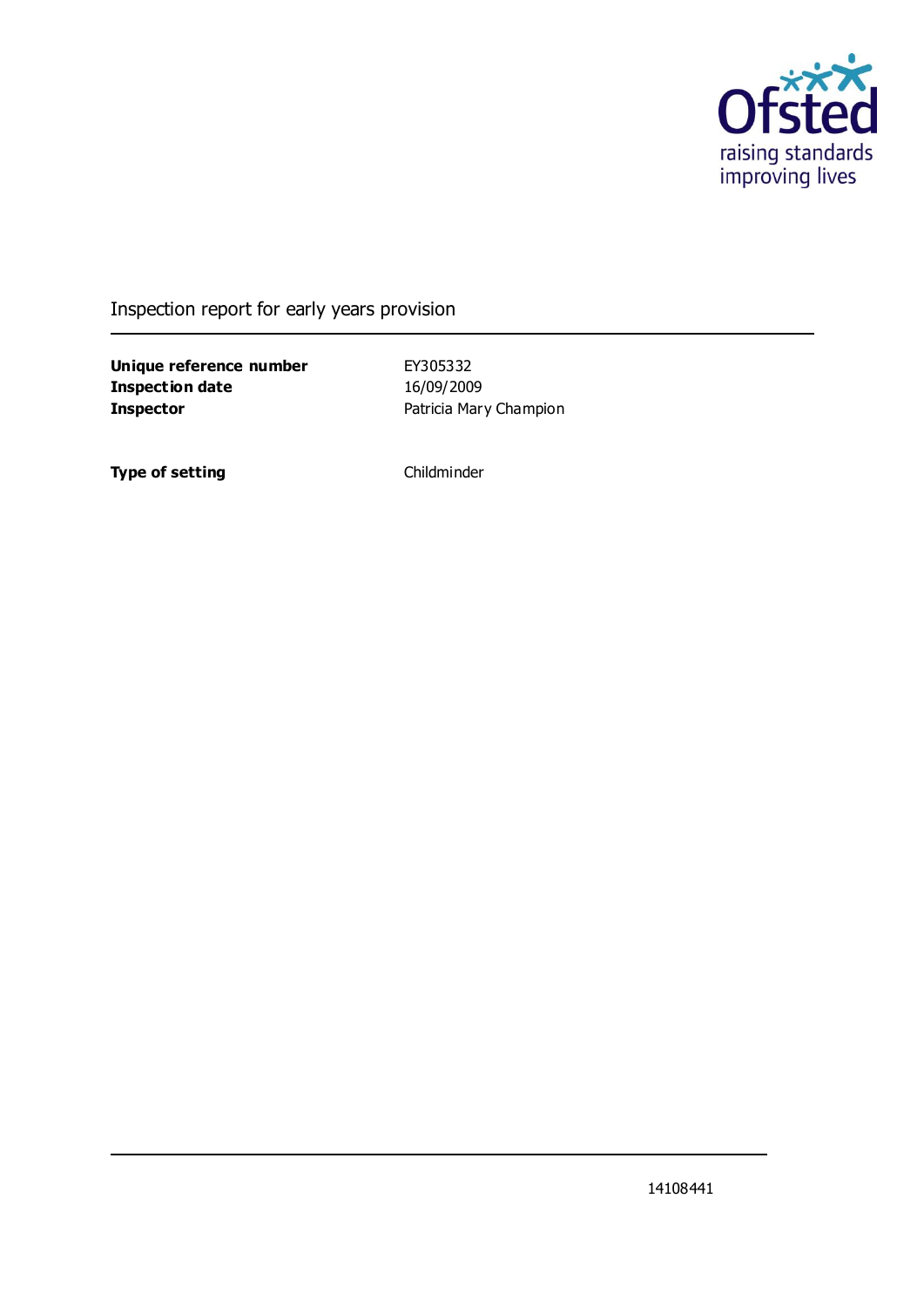Ofsted

raising standards
improving lives

# Inspection report for early years provision

| | |
|---|---|
| **Unique reference number** | EY305332 |
| **Inspection date** | 16/09/2009 |
| **Inspector** | Patricia Mary Champion |

| | |
|---|---|
| **Type of setting** | Childminder |

14108441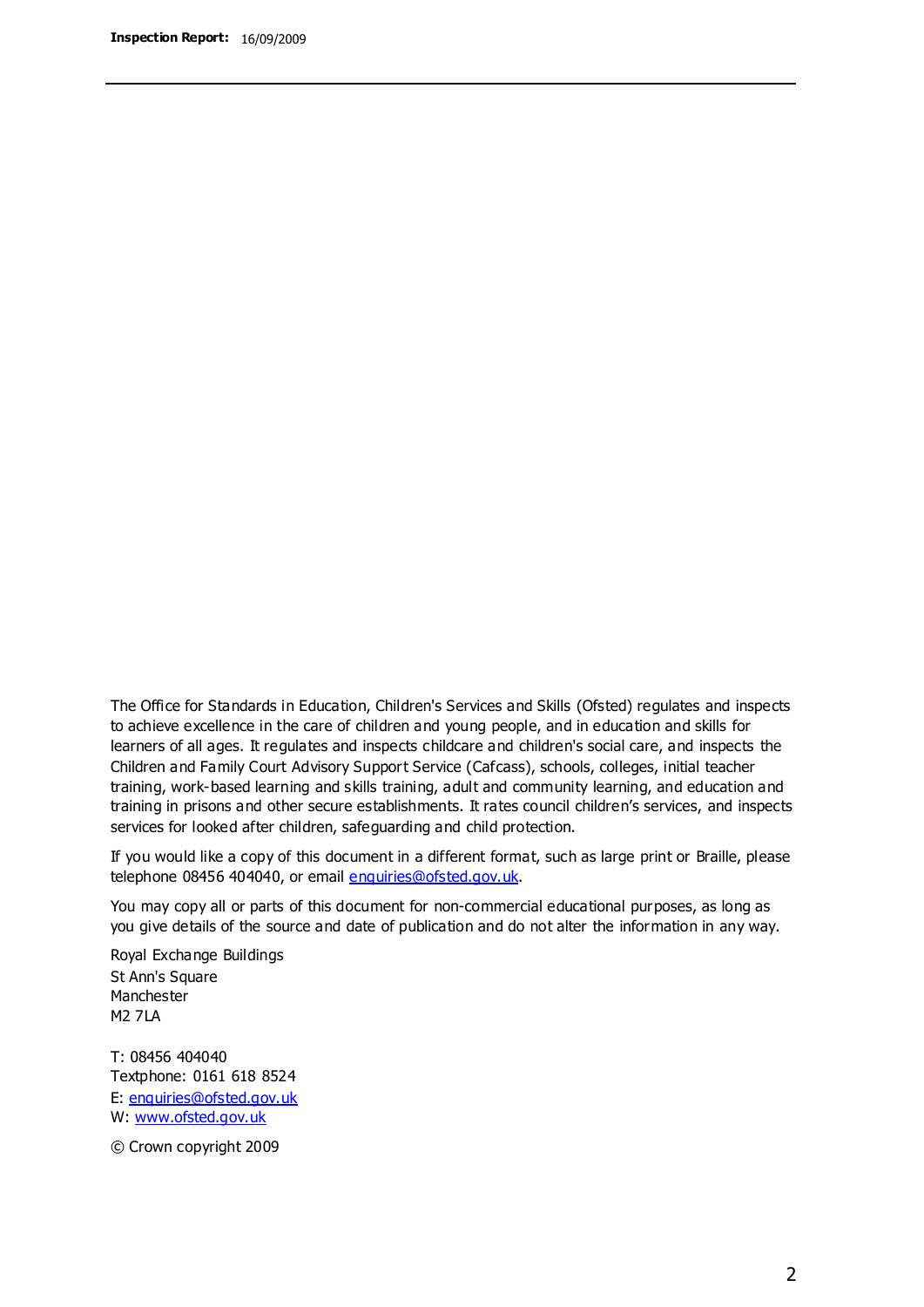The Office for Standards in Education, Children's Services and Skills (Ofsted) regulates and inspects to achieve excellence in the care of children and young people, and in education and skills for learners of all ages. It regulates and inspects childcare and children's social care, and inspects the Children and Family Court Advisory Support Service (Cafcass), schools, colleges, initial teacher training, work-based learning and skills training, adult and community learning, and education and training in prisons and other secure establishments. It rates council children's services, and inspects services for looked after children, safeguarding and child protection.

If you would like a copy of this document in a different format, such as large print or Braille, please telephone 08456 404040, or email enquiries@ofsted.gov.uk.

You may copy all or parts of this document for non-commercial educational purposes, as long as you give details of the source and date of publication and do not alter the information in any way.

Royal Exchange Buildings
St Ann's Square
Manchester
M2 7LA

T: 08456 404040
Textphone: 0161 618 8524
E: enquiries@ofsted.gov.uk
W: www.ofsted.gov.uk

© Crown copyright 2009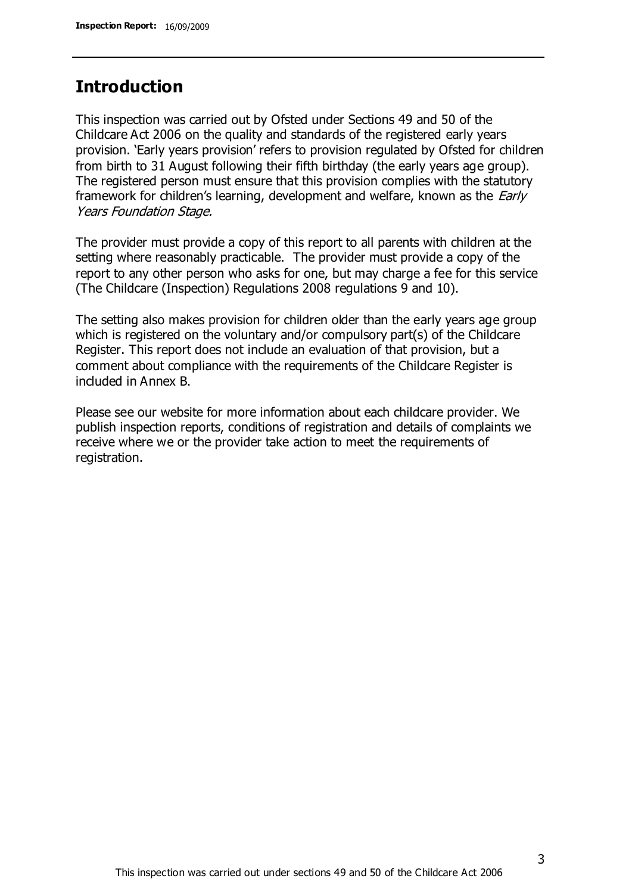## Introduction

This inspection was carried out by Ofsted under Sections 49 and 50 of the Childcare Act 2006 on the quality and standards of the registered early years provision. 'Early years provision' refers to provision regulated by Ofsted for children from birth to 31 August following their fifth birthday (the early years age group). The registered person must ensure that this provision complies with the statutory framework for children's learning, development and welfare, known as the *Early Years Foundation Stage.*

The provider must provide a copy of this report to all parents with children at the setting where reasonably practicable. The provider must provide a copy of the report to any other person who asks for one, but may charge a fee for this service (The Childcare (Inspection) Regulations 2008 regulations 9 and 10).

The setting also makes provision for children older than the early years age group which is registered on the voluntary and/or compulsory part(s) of the Childcare Register. This report does not include an evaluation of that provision, but a comment about compliance with the requirements of the Childcare Register is included in Annex B.

Please see our website for more information about each childcare provider. We publish inspection reports, conditions of registration and details of complaints we receive where we or the provider take action to meet the requirements of registration.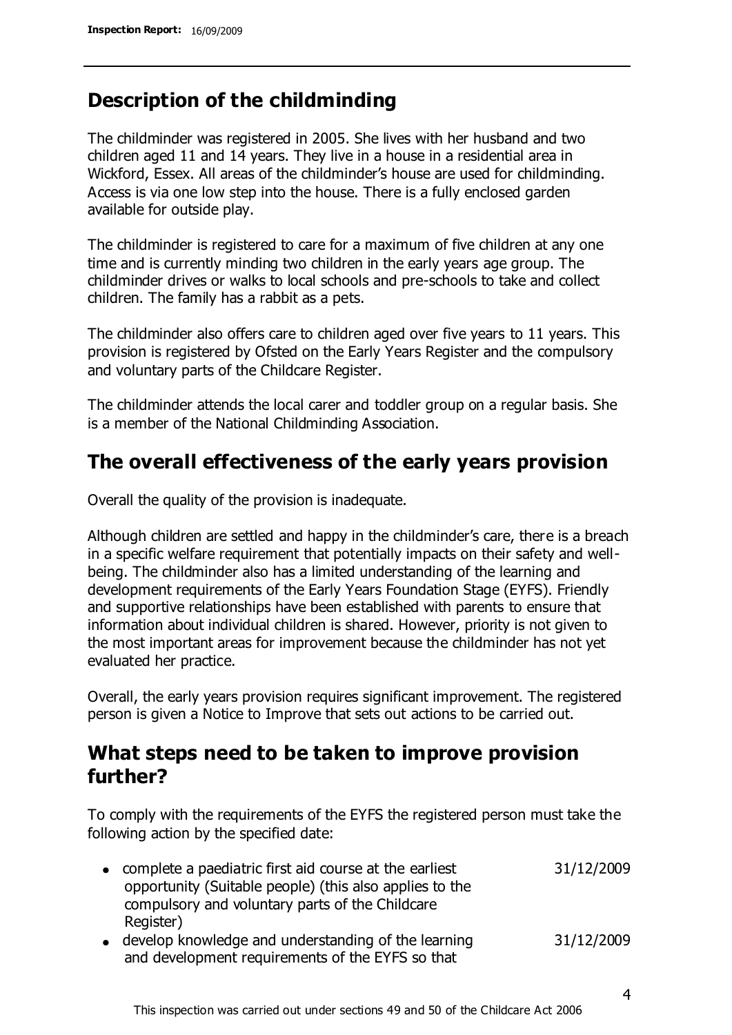## Description of the childminding

The childminder was registered in 2005. She lives with her husband and two children aged 11 and 14 years. They live in a house in a residential area in Wickford, Essex. All areas of the childminder's house are used for childminding. Access is via one low step into the house. There is a fully enclosed garden available for outside play.

The childminder is registered to care for a maximum of five children at any one time and is currently minding two children in the early years age group. The childminder drives or walks to local schools and pre-schools to take and collect children. The family has a rabbit as a pets.

The childminder also offers care to children aged over five years to 11 years. This provision is registered by Ofsted on the Early Years Register and the compulsory and voluntary parts of the Childcare Register.

The childminder attends the local carer and toddler group on a regular basis. She is a member of the National Childminding Association.

## The overall effectiveness of the early years provision

Overall the quality of the provision is inadequate.

Although children are settled and happy in the childminder's care, there is a breach in a specific welfare requirement that potentially impacts on their safety and well-being. The childminder also has a limited understanding of the learning and development requirements of the Early Years Foundation Stage (EYFS). Friendly and supportive relationships have been established with parents to ensure that information about individual children is shared. However, priority is not given to the most important areas for improvement because the childminder has not yet evaluated her practice.

Overall, the early years provision requires significant improvement. The registered person is given a Notice to Improve that sets out actions to be carried out.

## What steps need to be taken to improve provision further?

To comply with the requirements of the EYFS the registered person must take the following action by the specified date:

| | |
|---|---|
| • complete a paediatric first aid course at the earliest opportunity (Suitable people) (this also applies to the compulsory and voluntary parts of the Childcare Register) | 31/12/2009 |
| • develop knowledge and understanding of the learning and development requirements of the EYFS so that | 31/12/2009 |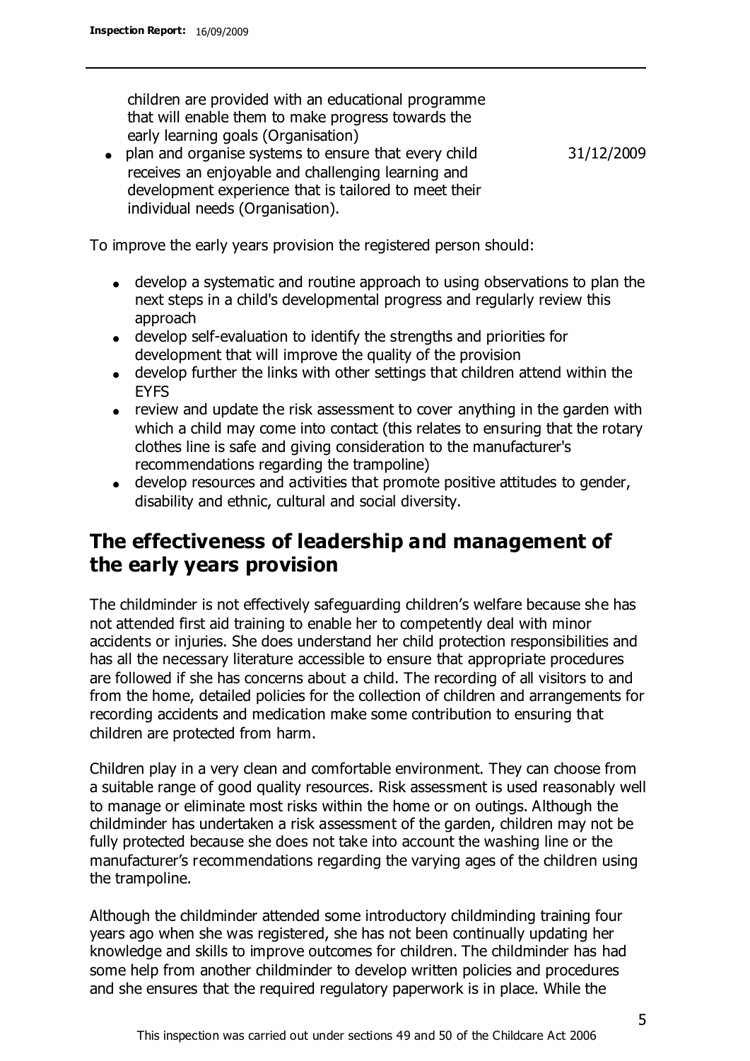children are provided with an educational programme that will enable them to make progress towards the early learning goals (Organisation)

- plan and organise systems to ensure that every child receives an enjoyable and challenging learning and development experience that is tailored to meet their individual needs (Organisation). 31/12/2009

To improve the early years provision the registered person should:

- develop a systematic and routine approach to using observations to plan the next steps in a child's developmental progress and regularly review this approach
- develop self-evaluation to identify the strengths and priorities for development that will improve the quality of the provision
- develop further the links with other settings that children attend within the EYFS
- review and update the risk assessment to cover anything in the garden with which a child may come into contact (this relates to ensuring that the rotary clothes line is safe and giving consideration to the manufacturer's recommendations regarding the trampoline)
- develop resources and activities that promote positive attitudes to gender, disability and ethnic, cultural and social diversity.

## The effectiveness of leadership and management of the early years provision

The childminder is not effectively safeguarding children's welfare because she has not attended first aid training to enable her to competently deal with minor accidents or injuries. She does understand her child protection responsibilities and has all the necessary literature accessible to ensure that appropriate procedures are followed if she has concerns about a child. The recording of all visitors to and from the home, detailed policies for the collection of children and arrangements for recording accidents and medication make some contribution to ensuring that children are protected from harm.

Children play in a very clean and comfortable environment. They can choose from a suitable range of good quality resources. Risk assessment is used reasonably well to manage or eliminate most risks within the home or on outings. Although the childminder has undertaken a risk assessment of the garden, children may not be fully protected because she does not take into account the washing line or the manufacturer's recommendations regarding the varying ages of the children using the trampoline.

Although the childminder attended some introductory childminding training four years ago when she was registered, she has not been continually updating her knowledge and skills to improve outcomes for children. The childminder has had some help from another childminder to develop written policies and procedures and she ensures that the required regulatory paperwork is in place. While the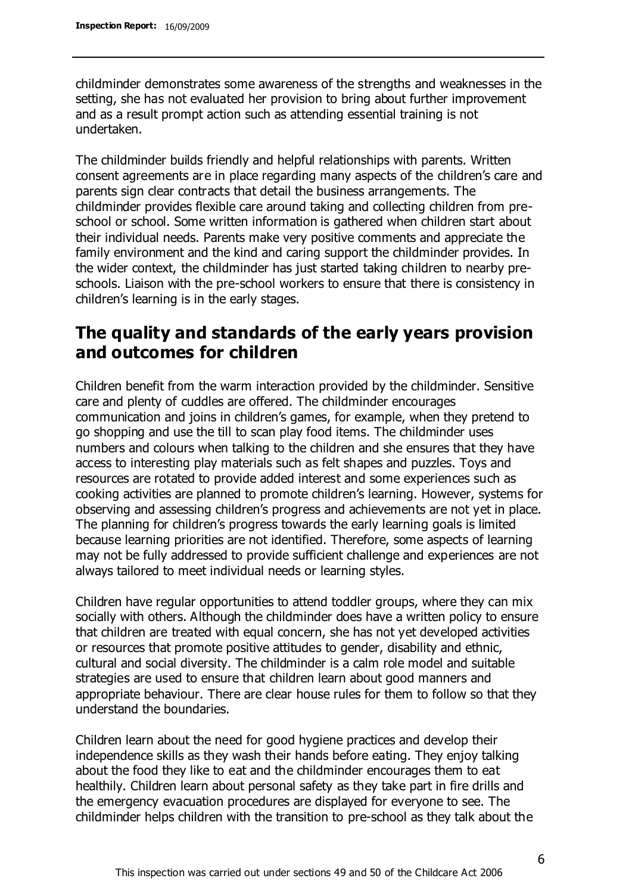childminder demonstrates some awareness of the strengths and weaknesses in the setting, she has not evaluated her provision to bring about further improvement and as a result prompt action such as attending essential training is not undertaken.

The childminder builds friendly and helpful relationships with parents. Written consent agreements are in place regarding many aspects of the children's care and parents sign clear contracts that detail the business arrangements. The childminder provides flexible care around taking and collecting children from pre-school or school. Some written information is gathered when children start about their individual needs. Parents make very positive comments and appreciate the family environment and the kind and caring support the childminder provides. In the wider context, the childminder has just started taking children to nearby pre-schools. Liaison with the pre-school workers to ensure that there is consistency in children's learning is in the early stages.

## The quality and standards of the early years provision and outcomes for children

Children benefit from the warm interaction provided by the childminder. Sensitive care and plenty of cuddles are offered. The childminder encourages communication and joins in children's games, for example, when they pretend to go shopping and use the till to scan play food items. The childminder uses numbers and colours when talking to the children and she ensures that they have access to interesting play materials such as felt shapes and puzzles. Toys and resources are rotated to provide added interest and some experiences such as cooking activities are planned to promote children's learning. However, systems for observing and assessing children's progress and achievements are not yet in place. The planning for children's progress towards the early learning goals is limited because learning priorities are not identified. Therefore, some aspects of learning may not be fully addressed to provide sufficient challenge and experiences are not always tailored to meet individual needs or learning styles.

Children have regular opportunities to attend toddler groups, where they can mix socially with others. Although the childminder does have a written policy to ensure that children are treated with equal concern, she has not yet developed activities or resources that promote positive attitudes to gender, disability and ethnic, cultural and social diversity. The childminder is a calm role model and suitable strategies are used to ensure that children learn about good manners and appropriate behaviour. There are clear house rules for them to follow so that they understand the boundaries.

Children learn about the need for good hygiene practices and develop their independence skills as they wash their hands before eating. They enjoy talking about the food they like to eat and the childminder encourages them to eat healthily. Children learn about personal safety as they take part in fire drills and the emergency evacuation procedures are displayed for everyone to see. The childminder helps children with the transition to pre-school as they talk about the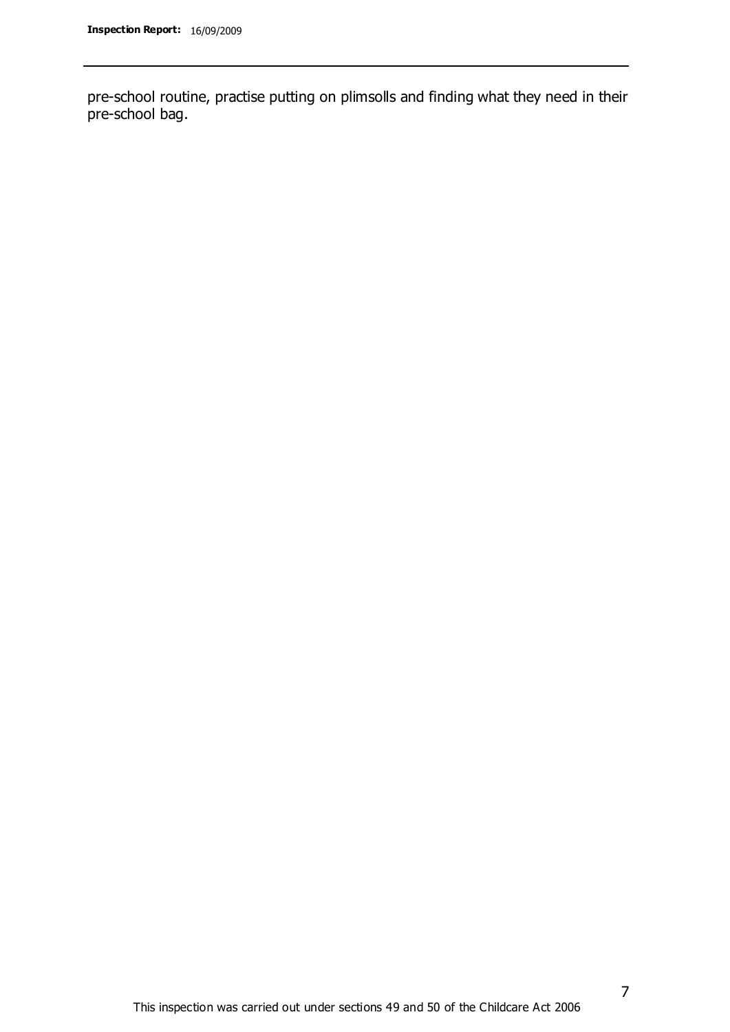pre-school routine, practise putting on plimsolls and finding what they need in their pre-school bag.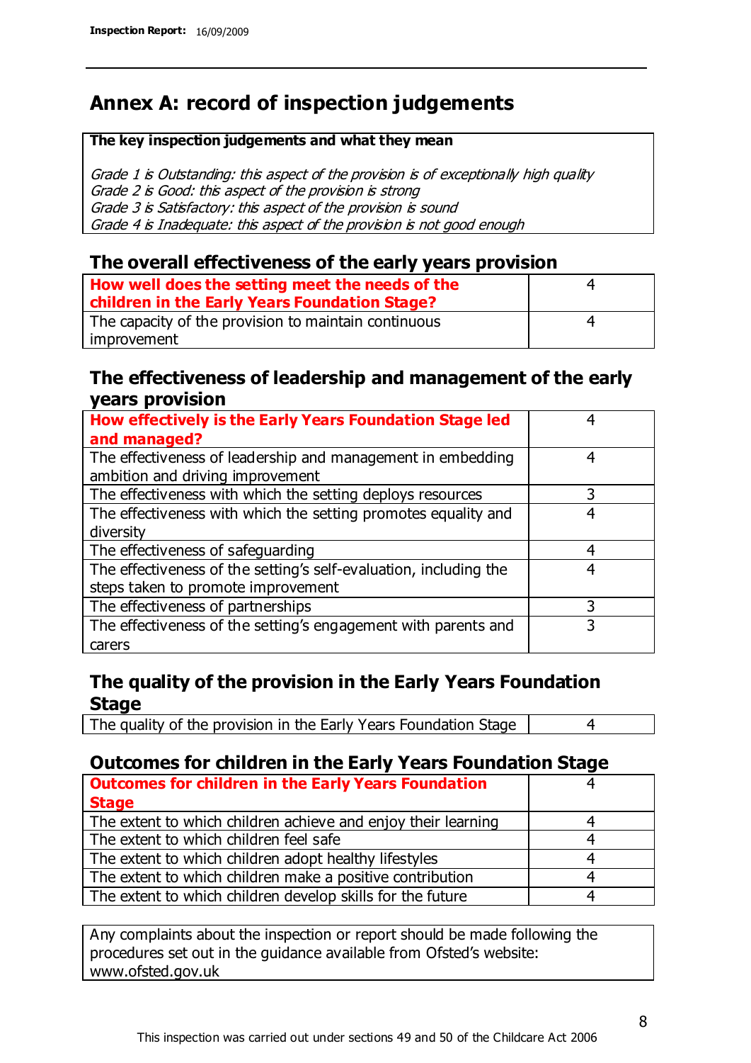## Annex A: record of inspection judgements

**The key inspection judgements and what they mean**

*Grade 1 is Outstanding: this aspect of the provision is of exceptionally high quality*
*Grade 2 is Good: this aspect of the provision is strong*
*Grade 3 is Satisfactory: this aspect of the provision is sound*
*Grade 4 is Inadequate: this aspect of the provision is not good enough*

### The overall effectiveness of the early years provision

| | |
|---|---|
| **How well does the setting meet the needs of the children in the Early Years Foundation Stage?** | 4 |
| The capacity of the provision to maintain continuous improvement | 4 |

### The effectiveness of leadership and management of the early years provision

| | |
|---|---|
| **How effectively is the Early Years Foundation Stage led and managed?** | 4 |
| The effectiveness of leadership and management in embedding ambition and driving improvement | 4 |
| The effectiveness with which the setting deploys resources | 3 |
| The effectiveness with which the setting promotes equality and diversity | 4 |
| The effectiveness of safeguarding | 4 |
| The effectiveness of the setting's self-evaluation, including the steps taken to promote improvement | 4 |
| The effectiveness of partnerships | 3 |
| The effectiveness of the setting's engagement with parents and carers | 3 |

### The quality of the provision in the Early Years Foundation Stage

| | |
|---|---|
| The quality of the provision in the Early Years Foundation Stage | 4 |

### Outcomes for children in the Early Years Foundation Stage

| | |
|---|---|
| **Outcomes for children in the Early Years Foundation Stage** | 4 |
| The extent to which children achieve and enjoy their learning | 4 |
| The extent to which children feel safe | 4 |
| The extent to which children adopt healthy lifestyles | 4 |
| The extent to which children make a positive contribution | 4 |
| The extent to which children develop skills for the future | 4 |

Any complaints about the inspection or report should be made following the procedures set out in the guidance available from Ofsted's website: www.ofsted.gov.uk

This inspection was carried out under sections 49 and 50 of the Childcare Act 2006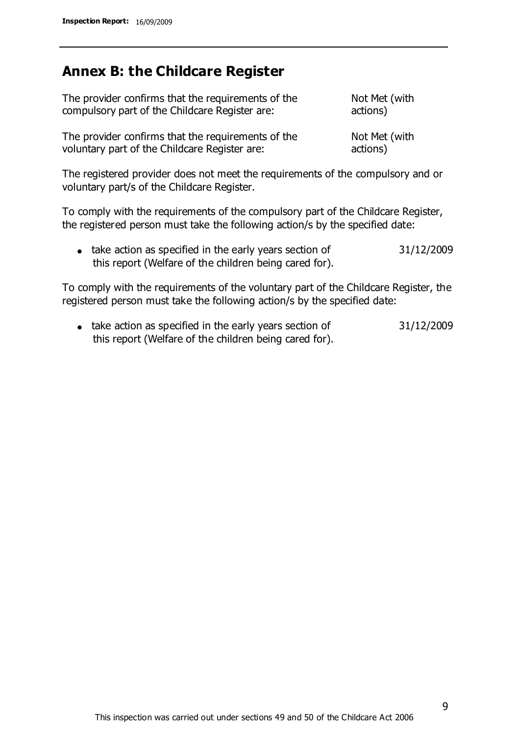## Annex B: the Childcare Register

| | |
|---|---|
| The provider confirms that the requirements of the compulsory part of the Childcare Register are: | Not Met (with actions) |
| The provider confirms that the requirements of the voluntary part of the Childcare Register are: | Not Met (with actions) |

The registered provider does not meet the requirements of the compulsory and or voluntary part/s of the Childcare Register.

To comply with the requirements of the compulsory part of the Childcare Register, the registered person must take the following action/s by the specified date:

| | |
|---|---|
| • take action as specified in the early years section of this report (Welfare of the children being cared for). | 31/12/2009 |

To comply with the requirements of the voluntary part of the Childcare Register, the registered person must take the following action/s by the specified date:

| | |
|---|---|
| • take action as specified in the early years section of this report (Welfare of the children being cared for). | 31/12/2009 |

This inspection was carried out under sections 49 and 50 of the Childcare Act 2006